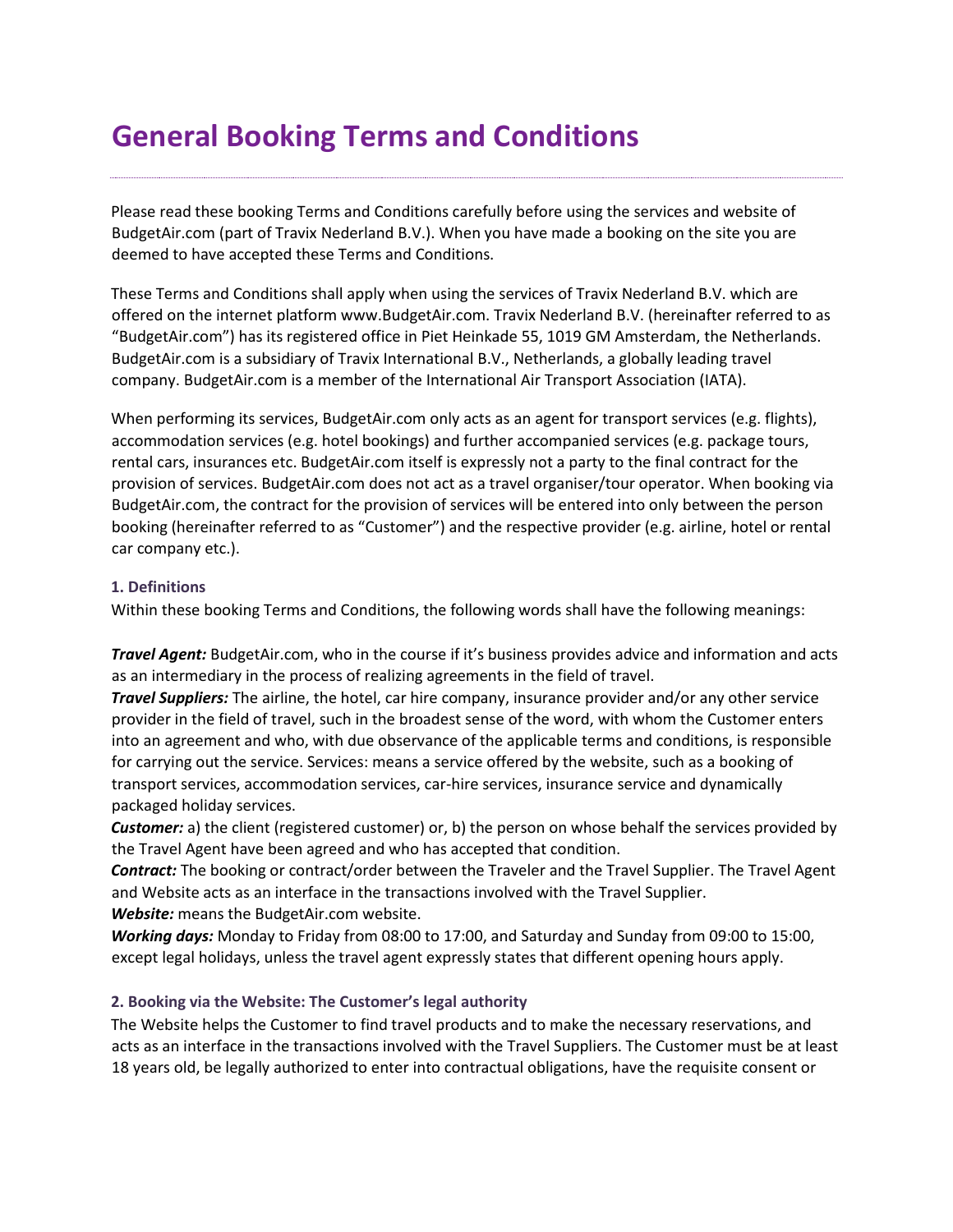# General Booking Terms and Conditions

Please read these booking Terms and Conditions carefully before using the services and website of BudgetAir.com (part of Travix Nederland B.V.). When you have made a booking on the site you are deemed to have accepted these Terms and Conditions.

These Terms and Conditions shall apply when using the services of Travix Nederland B.V. which are offered on the internet platform www.BudgetAir.com. Travix Nederland B.V. (hereinafter referred to as "BudgetAir.com") has its registered office in Piet Heinkade 55, 1019 GM Amsterdam, the Netherlands. BudgetAir.com is a subsidiary of Travix International B.V., Netherlands, a globally leading travel company. BudgetAir.com is a member of the International Air Transport Association (IATA).

When performing its services, BudgetAir.com only acts as an agent for transport services (e.g. flights), accommodation services (e.g. hotel bookings) and further accompanied services (e.g. package tours, rental cars, insurances etc. BudgetAir.com itself is expressly not a party to the final contract for the provision of services. BudgetAir.com does not act as a travel organiser/tour operator. When booking via BudgetAir.com, the contract for the provision of services will be entered into only between the person booking (hereinafter referred to as "Customer") and the respective provider (e.g. airline, hotel or rental car company etc.).

### 1. Definitions

Within these booking Terms and Conditions, the following words shall have the following meanings:

***Travel Agent:*** BudgetAir.com, who in the course if it's business provides advice and information and acts as an intermediary in the process of realizing agreements in the field of travel.
***Travel Suppliers:*** The airline, the hotel, car hire company, insurance provider and/or any other service provider in the field of travel, such in the broadest sense of the word, with whom the Customer enters into an agreement and who, with due observance of the applicable terms and conditions, is responsible for carrying out the service. Services: means a service offered by the website, such as a booking of transport services, accommodation services, car-hire services, insurance service and dynamically packaged holiday services.
***Customer:*** a) the client (registered customer) or, b) the person on whose behalf the services provided by the Travel Agent have been agreed and who has accepted that condition.
***Contract:*** The booking or contract/order between the Traveler and the Travel Supplier. The Travel Agent and Website acts as an interface in the transactions involved with the Travel Supplier.
***Website:*** means the BudgetAir.com website.
***Working days:*** Monday to Friday from 08:00 to 17:00, and Saturday and Sunday from 09:00 to 15:00, except legal holidays, unless the travel agent expressly states that different opening hours apply.

### 2. Booking via the Website: The Customer's legal authority

The Website helps the Customer to find travel products and to make the necessary reservations, and acts as an interface in the transactions involved with the Travel Suppliers. The Customer must be at least 18 years old, be legally authorized to enter into contractual obligations, have the requisite consent or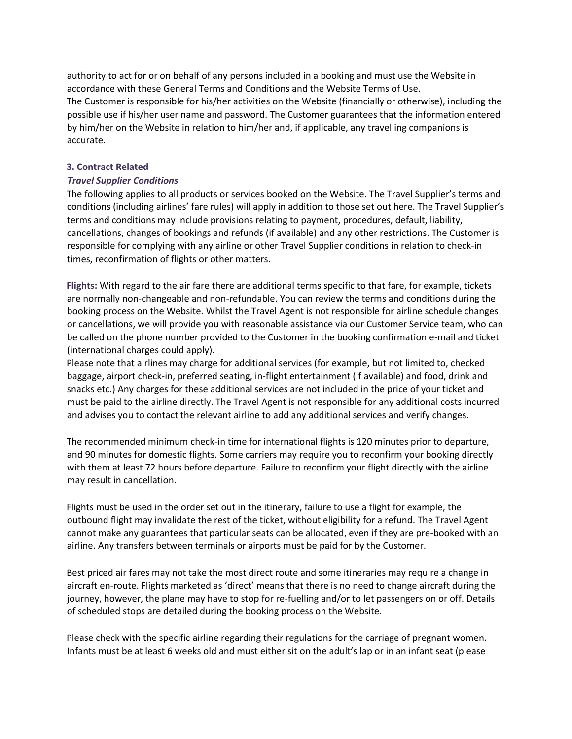authority to act for or on behalf of any persons included in a booking and must use the Website in accordance with these General Terms and Conditions and the Website Terms of Use.
The Customer is responsible for his/her activities on the Website (financially or otherwise), including the possible use if his/her user name and password. The Customer guarantees that the information entered by him/her on the Website in relation to him/her and, if applicable, any travelling companions is accurate.

### 3. Contract Related

***Travel Supplier Conditions***

The following applies to all products or services booked on the Website. The Travel Supplier's terms and conditions (including airlines' fare rules) will apply in addition to those set out here. The Travel Supplier's terms and conditions may include provisions relating to payment, procedures, default, liability, cancellations, changes of bookings and refunds (if available) and any other restrictions. The Customer is responsible for complying with any airline or other Travel Supplier conditions in relation to check-in times, reconfirmation of flights or other matters.

**Flights:** With regard to the air fare there are additional terms specific to that fare, for example, tickets are normally non-changeable and non-refundable. You can review the terms and conditions during the booking process on the Website. Whilst the Travel Agent is not responsible for airline schedule changes or cancellations, we will provide you with reasonable assistance via our Customer Service team, who can be called on the phone number provided to the Customer in the booking confirmation e-mail and ticket (international charges could apply).
Please note that airlines may charge for additional services (for example, but not limited to, checked baggage, airport check-in, preferred seating, in-flight entertainment (if available) and food, drink and snacks etc.) Any charges for these additional services are not included in the price of your ticket and must be paid to the airline directly. The Travel Agent is not responsible for any additional costs incurred and advises you to contact the relevant airline to add any additional services and verify changes.

The recommended minimum check-in time for international flights is 120 minutes prior to departure, and 90 minutes for domestic flights. Some carriers may require you to reconfirm your booking directly with them at least 72 hours before departure. Failure to reconfirm your flight directly with the airline may result in cancellation.

Flights must be used in the order set out in the itinerary, failure to use a flight for example, the outbound flight may invalidate the rest of the ticket, without eligibility for a refund. The Travel Agent cannot make any guarantees that particular seats can be allocated, even if they are pre-booked with an airline. Any transfers between terminals or airports must be paid for by the Customer.

Best priced air fares may not take the most direct route and some itineraries may require a change in aircraft en-route. Flights marketed as 'direct' means that there is no need to change aircraft during the journey, however, the plane may have to stop for re-fuelling and/or to let passengers on or off. Details of scheduled stops are detailed during the booking process on the Website.

Please check with the specific airline regarding their regulations for the carriage of pregnant women. Infants must be at least 6 weeks old and must either sit on the adult's lap or in an infant seat (please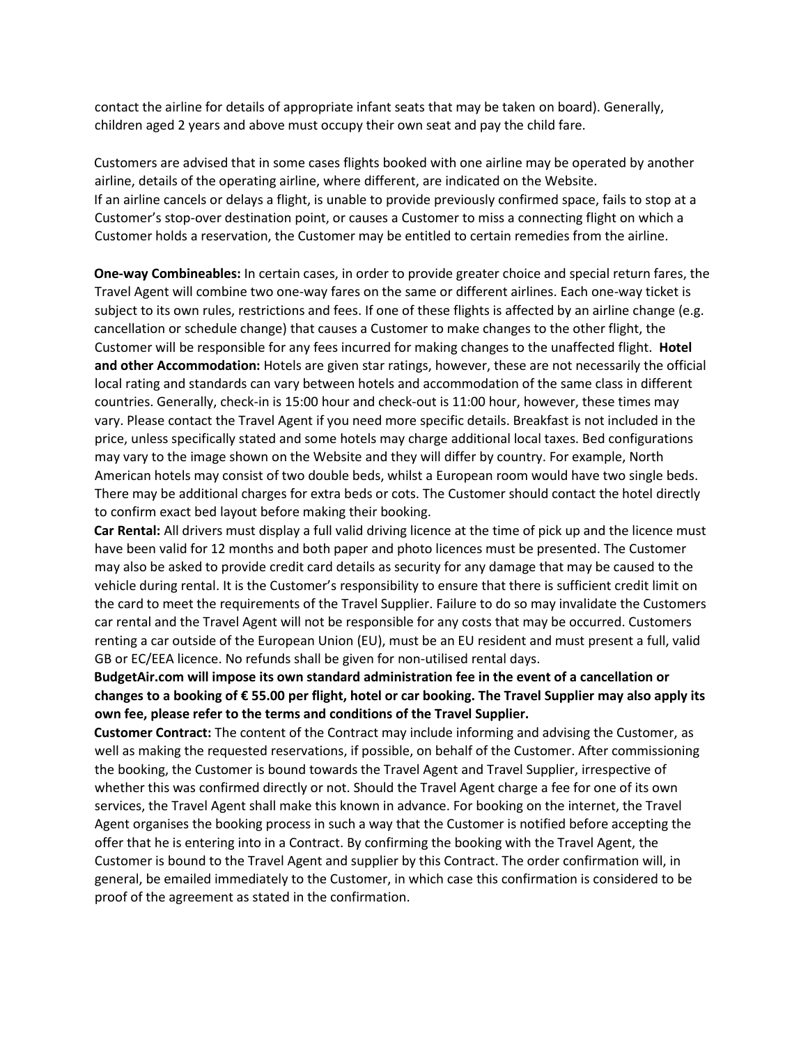contact the airline for details of appropriate infant seats that may be taken on board). Generally, children aged 2 years and above must occupy their own seat and pay the child fare.

Customers are advised that in some cases flights booked with one airline may be operated by another airline, details of the operating airline, where different, are indicated on the Website.
If an airline cancels or delays a flight, is unable to provide previously confirmed space, fails to stop at a Customer's stop-over destination point, or causes a Customer to miss a connecting flight on which a Customer holds a reservation, the Customer may be entitled to certain remedies from the airline.

**One-way Combineables:** In certain cases, in order to provide greater choice and special return fares, the Travel Agent will combine two one-way fares on the same or different airlines. Each one-way ticket is subject to its own rules, restrictions and fees. If one of these flights is affected by an airline change (e.g. cancellation or schedule change) that causes a Customer to make changes to the other flight, the Customer will be responsible for any fees incurred for making changes to the unaffected flight. **Hotel and other Accommodation:** Hotels are given star ratings, however, these are not necessarily the official local rating and standards can vary between hotels and accommodation of the same class in different countries. Generally, check-in is 15:00 hour and check-out is 11:00 hour, however, these times may vary. Please contact the Travel Agent if you need more specific details. Breakfast is not included in the price, unless specifically stated and some hotels may charge additional local taxes. Bed configurations may vary to the image shown on the Website and they will differ by country. For example, North American hotels may consist of two double beds, whilst a European room would have two single beds. There may be additional charges for extra beds or cots. The Customer should contact the hotel directly to confirm exact bed layout before making their booking.
**Car Rental:** All drivers must display a full valid driving licence at the time of pick up and the licence must have been valid for 12 months and both paper and photo licences must be presented. The Customer may also be asked to provide credit card details as security for any damage that may be caused to the vehicle during rental. It is the Customer's responsibility to ensure that there is sufficient credit limit on the card to meet the requirements of the Travel Supplier. Failure to do so may invalidate the Customers car rental and the Travel Agent will not be responsible for any costs that may be occurred. Customers renting a car outside of the European Union (EU), must be an EU resident and must present a full, valid GB or EC/EEA licence. No refunds shall be given for non-utilised rental days.
**BudgetAir.com will impose its own standard administration fee in the event of a cancellation or changes to a booking of € 55.00 per flight, hotel or car booking. The Travel Supplier may also apply its own fee, please refer to the terms and conditions of the Travel Supplier.**
**Customer Contract:** The content of the Contract may include informing and advising the Customer, as well as making the requested reservations, if possible, on behalf of the Customer. After commissioning the booking, the Customer is bound towards the Travel Agent and Travel Supplier, irrespective of whether this was confirmed directly or not. Should the Travel Agent charge a fee for one of its own services, the Travel Agent shall make this known in advance. For booking on the internet, the Travel Agent organises the booking process in such a way that the Customer is notified before accepting the offer that he is entering into in a Contract. By confirming the booking with the Travel Agent, the Customer is bound to the Travel Agent and supplier by this Contract. The order confirmation will, in general, be emailed immediately to the Customer, in which case this confirmation is considered to be proof of the agreement as stated in the confirmation.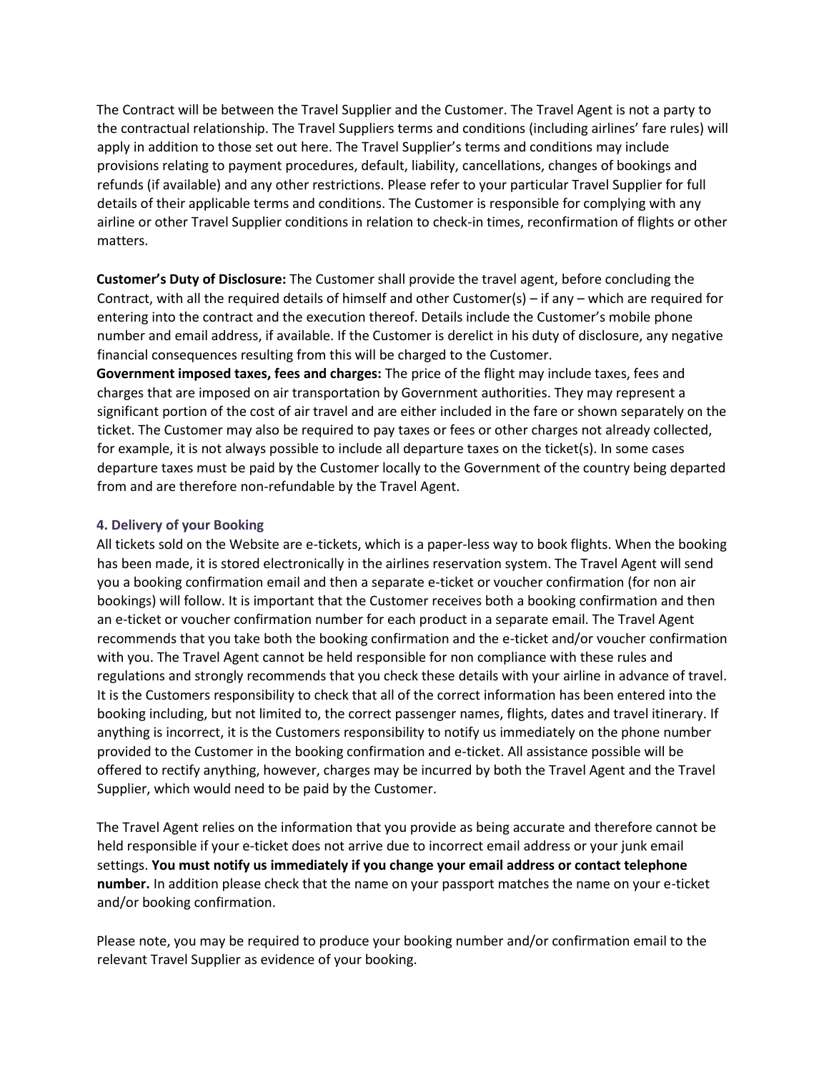The Contract will be between the Travel Supplier and the Customer. The Travel Agent is not a party to the contractual relationship. The Travel Suppliers terms and conditions (including airlines' fare rules) will apply in addition to those set out here. The Travel Supplier's terms and conditions may include provisions relating to payment procedures, default, liability, cancellations, changes of bookings and refunds (if available) and any other restrictions. Please refer to your particular Travel Supplier for full details of their applicable terms and conditions. The Customer is responsible for complying with any airline or other Travel Supplier conditions in relation to check-in times, reconfirmation of flights or other matters.

**Customer's Duty of Disclosure:** The Customer shall provide the travel agent, before concluding the Contract, with all the required details of himself and other Customer(s) – if any – which are required for entering into the contract and the execution thereof. Details include the Customer's mobile phone number and email address, if available. If the Customer is derelict in his duty of disclosure, any negative financial consequences resulting from this will be charged to the Customer.
**Government imposed taxes, fees and charges:** The price of the flight may include taxes, fees and charges that are imposed on air transportation by Government authorities. They may represent a significant portion of the cost of air travel and are either included in the fare or shown separately on the ticket. The Customer may also be required to pay taxes or fees or other charges not already collected, for example, it is not always possible to include all departure taxes on the ticket(s). In some cases departure taxes must be paid by the Customer locally to the Government of the country being departed from and are therefore non-refundable by the Travel Agent.

### 4. Delivery of your Booking

All tickets sold on the Website are e-tickets, which is a paper-less way to book flights. When the booking has been made, it is stored electronically in the airlines reservation system. The Travel Agent will send you a booking confirmation email and then a separate e-ticket or voucher confirmation (for non air bookings) will follow. It is important that the Customer receives both a booking confirmation and then an e-ticket or voucher confirmation number for each product in a separate email. The Travel Agent recommends that you take both the booking confirmation and the e-ticket and/or voucher confirmation with you. The Travel Agent cannot be held responsible for non compliance with these rules and regulations and strongly recommends that you check these details with your airline in advance of travel. It is the Customers responsibility to check that all of the correct information has been entered into the booking including, but not limited to, the correct passenger names, flights, dates and travel itinerary. If anything is incorrect, it is the Customers responsibility to notify us immediately on the phone number provided to the Customer in the booking confirmation and e-ticket. All assistance possible will be offered to rectify anything, however, charges may be incurred by both the Travel Agent and the Travel Supplier, which would need to be paid by the Customer.

The Travel Agent relies on the information that you provide as being accurate and therefore cannot be held responsible if your e-ticket does not arrive due to incorrect email address or your junk email settings. **You must notify us immediately if you change your email address or contact telephone number.** In addition please check that the name on your passport matches the name on your e-ticket and/or booking confirmation.

Please note, you may be required to produce your booking number and/or confirmation email to the relevant Travel Supplier as evidence of your booking.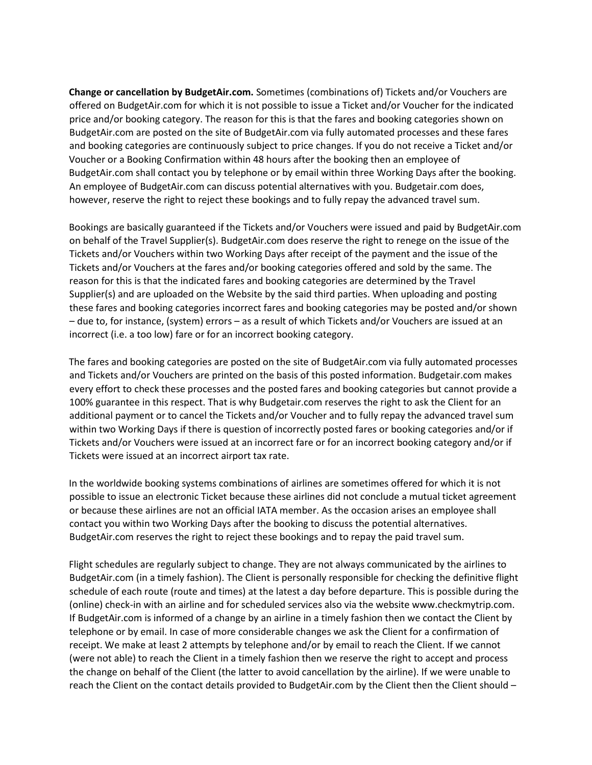**Change or cancellation by BudgetAir.com.** Sometimes (combinations of) Tickets and/or Vouchers are offered on BudgetAir.com for which it is not possible to issue a Ticket and/or Voucher for the indicated price and/or booking category. The reason for this is that the fares and booking categories shown on BudgetAir.com are posted on the site of BudgetAir.com via fully automated processes and these fares and booking categories are continuously subject to price changes. If you do not receive a Ticket and/or Voucher or a Booking Confirmation within 48 hours after the booking then an employee of BudgetAir.com shall contact you by telephone or by email within three Working Days after the booking. An employee of BudgetAir.com can discuss potential alternatives with you. Budgetair.com does, however, reserve the right to reject these bookings and to fully repay the advanced travel sum.

Bookings are basically guaranteed if the Tickets and/or Vouchers were issued and paid by BudgetAir.com on behalf of the Travel Supplier(s). BudgetAir.com does reserve the right to renege on the issue of the Tickets and/or Vouchers within two Working Days after receipt of the payment and the issue of the Tickets and/or Vouchers at the fares and/or booking categories offered and sold by the same. The reason for this is that the indicated fares and booking categories are determined by the Travel Supplier(s) and are uploaded on the Website by the said third parties. When uploading and posting these fares and booking categories incorrect fares and booking categories may be posted and/or shown – due to, for instance, (system) errors – as a result of which Tickets and/or Vouchers are issued at an incorrect (i.e. a too low) fare or for an incorrect booking category.

The fares and booking categories are posted on the site of BudgetAir.com via fully automated processes and Tickets and/or Vouchers are printed on the basis of this posted information. Budgetair.com makes every effort to check these processes and the posted fares and booking categories but cannot provide a 100% guarantee in this respect. That is why Budgetair.com reserves the right to ask the Client for an additional payment or to cancel the Tickets and/or Voucher and to fully repay the advanced travel sum within two Working Days if there is question of incorrectly posted fares or booking categories and/or if Tickets and/or Vouchers were issued at an incorrect fare or for an incorrect booking category and/or if Tickets were issued at an incorrect airport tax rate.

In the worldwide booking systems combinations of airlines are sometimes offered for which it is not possible to issue an electronic Ticket because these airlines did not conclude a mutual ticket agreement or because these airlines are not an official IATA member. As the occasion arises an employee shall contact you within two Working Days after the booking to discuss the potential alternatives. BudgetAir.com reserves the right to reject these bookings and to repay the paid travel sum.

Flight schedules are regularly subject to change. They are not always communicated by the airlines to BudgetAir.com (in a timely fashion). The Client is personally responsible for checking the definitive flight schedule of each route (route and times) at the latest a day before departure. This is possible during the (online) check-in with an airline and for scheduled services also via the website www.checkmytrip.com. If BudgetAir.com is informed of a change by an airline in a timely fashion then we contact the Client by telephone or by email. In case of more considerable changes we ask the Client for a confirmation of receipt. We make at least 2 attempts by telephone and/or by email to reach the Client. If we cannot (were not able) to reach the Client in a timely fashion then we reserve the right to accept and process the change on behalf of the Client (the latter to avoid cancellation by the airline). If we were unable to reach the Client on the contact details provided to BudgetAir.com by the Client then the Client should –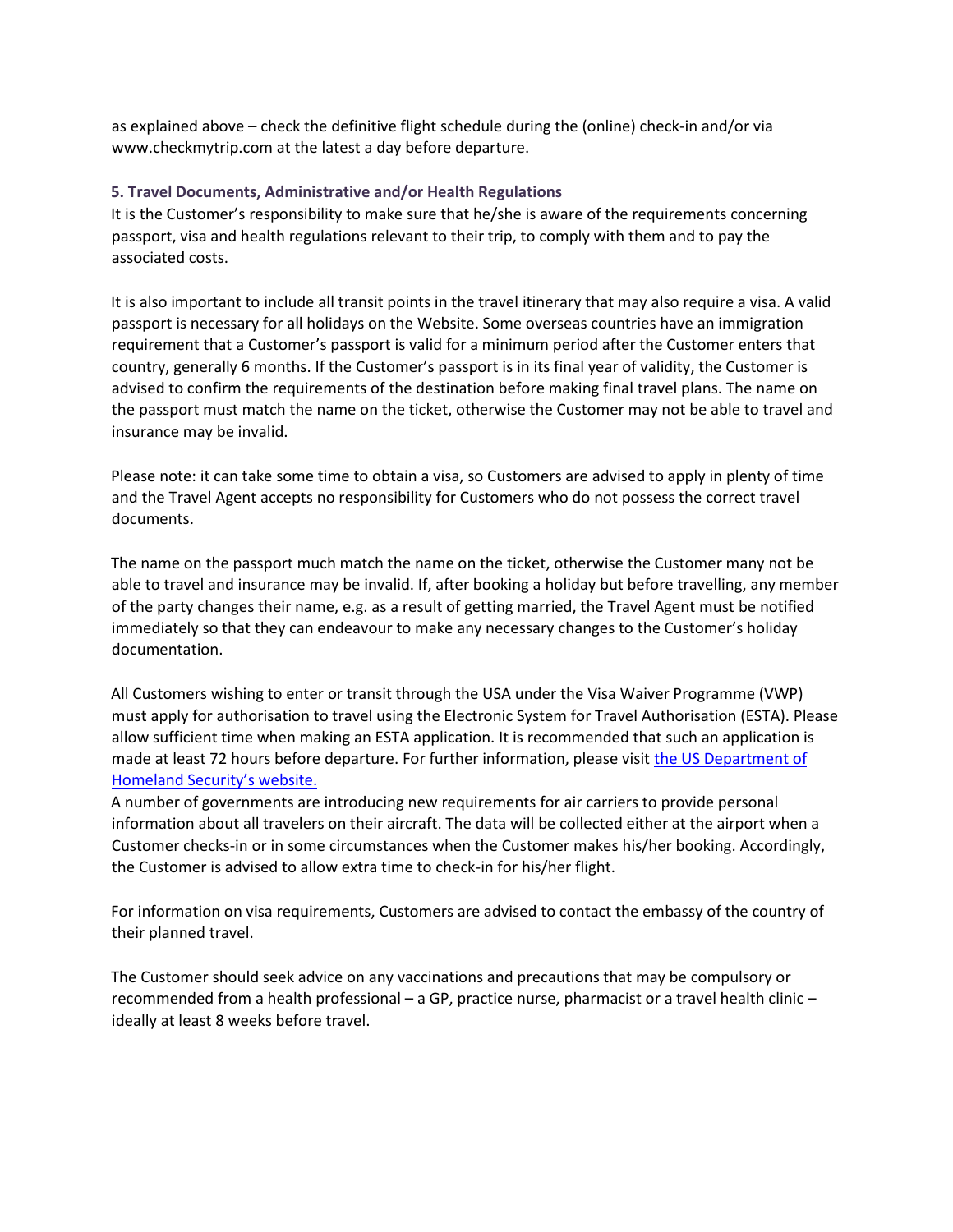as explained above – check the definitive flight schedule during the (online) check-in and/or via www.checkmytrip.com at the latest a day before departure.

### 5. Travel Documents, Administrative and/or Health Regulations

It is the Customer's responsibility to make sure that he/she is aware of the requirements concerning passport, visa and health regulations relevant to their trip, to comply with them and to pay the associated costs.

It is also important to include all transit points in the travel itinerary that may also require a visa. A valid passport is necessary for all holidays on the Website. Some overseas countries have an immigration requirement that a Customer's passport is valid for a minimum period after the Customer enters that country, generally 6 months. If the Customer's passport is in its final year of validity, the Customer is advised to confirm the requirements of the destination before making final travel plans. The name on the passport must match the name on the ticket, otherwise the Customer may not be able to travel and insurance may be invalid.

Please note: it can take some time to obtain a visa, so Customers are advised to apply in plenty of time and the Travel Agent accepts no responsibility for Customers who do not possess the correct travel documents.

The name on the passport much match the name on the ticket, otherwise the Customer many not be able to travel and insurance may be invalid. If, after booking a holiday but before travelling, any member of the party changes their name, e.g. as a result of getting married, the Travel Agent must be notified immediately so that they can endeavour to make any necessary changes to the Customer's holiday documentation.

All Customers wishing to enter or transit through the USA under the Visa Waiver Programme (VWP) must apply for authorisation to travel using the Electronic System for Travel Authorisation (ESTA). Please allow sufficient time when making an ESTA application. It is recommended that such an application is made at least 72 hours before departure. For further information, please visit the US Department of Homeland Security's website.

A number of governments are introducing new requirements for air carriers to provide personal information about all travelers on their aircraft. The data will be collected either at the airport when a Customer checks-in or in some circumstances when the Customer makes his/her booking. Accordingly, the Customer is advised to allow extra time to check-in for his/her flight.

For information on visa requirements, Customers are advised to contact the embassy of the country of their planned travel.

The Customer should seek advice on any vaccinations and precautions that may be compulsory or recommended from a health professional – a GP, practice nurse, pharmacist or a travel health clinic – ideally at least 8 weeks before travel.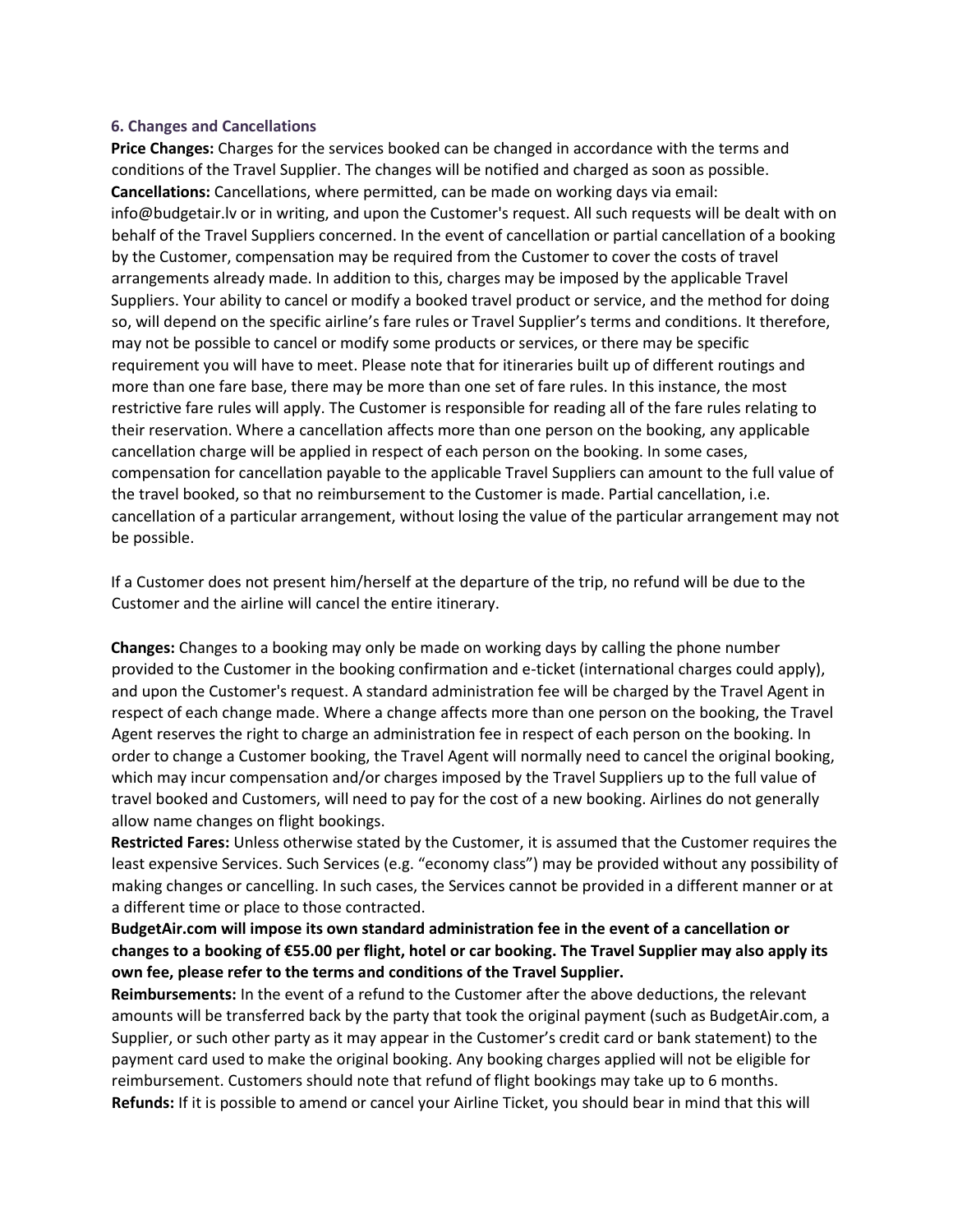### 6. Changes and Cancellations

**Price Changes:** Charges for the services booked can be changed in accordance with the terms and conditions of the Travel Supplier. The changes will be notified and charged as soon as possible.

**Cancellations:** Cancellations, where permitted, can be made on working days via email: info@budgetair.lv or in writing, and upon the Customer's request. All such requests will be dealt with on behalf of the Travel Suppliers concerned. In the event of cancellation or partial cancellation of a booking by the Customer, compensation may be required from the Customer to cover the costs of travel arrangements already made. In addition to this, charges may be imposed by the applicable Travel Suppliers. Your ability to cancel or modify a booked travel product or service, and the method for doing so, will depend on the specific airline's fare rules or Travel Supplier's terms and conditions. It therefore, may not be possible to cancel or modify some products or services, or there may be specific requirement you will have to meet. Please note that for itineraries built up of different routings and more than one fare base, there may be more than one set of fare rules. In this instance, the most restrictive fare rules will apply. The Customer is responsible for reading all of the fare rules relating to their reservation. Where a cancellation affects more than one person on the booking, any applicable cancellation charge will be applied in respect of each person on the booking. In some cases, compensation for cancellation payable to the applicable Travel Suppliers can amount to the full value of the travel booked, so that no reimbursement to the Customer is made. Partial cancellation, i.e. cancellation of a particular arrangement, without losing the value of the particular arrangement may not be possible.

If a Customer does not present him/herself at the departure of the trip, no refund will be due to the Customer and the airline will cancel the entire itinerary.

**Changes:** Changes to a booking may only be made on working days by calling the phone number provided to the Customer in the booking confirmation and e-ticket (international charges could apply), and upon the Customer's request. A standard administration fee will be charged by the Travel Agent in respect of each change made. Where a change affects more than one person on the booking, the Travel Agent reserves the right to charge an administration fee in respect of each person on the booking. In order to change a Customer booking, the Travel Agent will normally need to cancel the original booking, which may incur compensation and/or charges imposed by the Travel Suppliers up to the full value of travel booked and Customers, will need to pay for the cost of a new booking. Airlines do not generally allow name changes on flight bookings.

**Restricted Fares:** Unless otherwise stated by the Customer, it is assumed that the Customer requires the least expensive Services. Such Services (e.g. "economy class") may be provided without any possibility of making changes or cancelling. In such cases, the Services cannot be provided in a different manner or at a different time or place to those contracted.

**BudgetAir.com will impose its own standard administration fee in the event of a cancellation or changes to a booking of €55.00 per flight, hotel or car booking. The Travel Supplier may also apply its own fee, please refer to the terms and conditions of the Travel Supplier.**

**Reimbursements:** In the event of a refund to the Customer after the above deductions, the relevant amounts will be transferred back by the party that took the original payment (such as BudgetAir.com, a Supplier, or such other party as it may appear in the Customer's credit card or bank statement) to the payment card used to make the original booking. Any booking charges applied will not be eligible for reimbursement. Customers should note that refund of flight bookings may take up to 6 months.

**Refunds:** If it is possible to amend or cancel your Airline Ticket, you should bear in mind that this will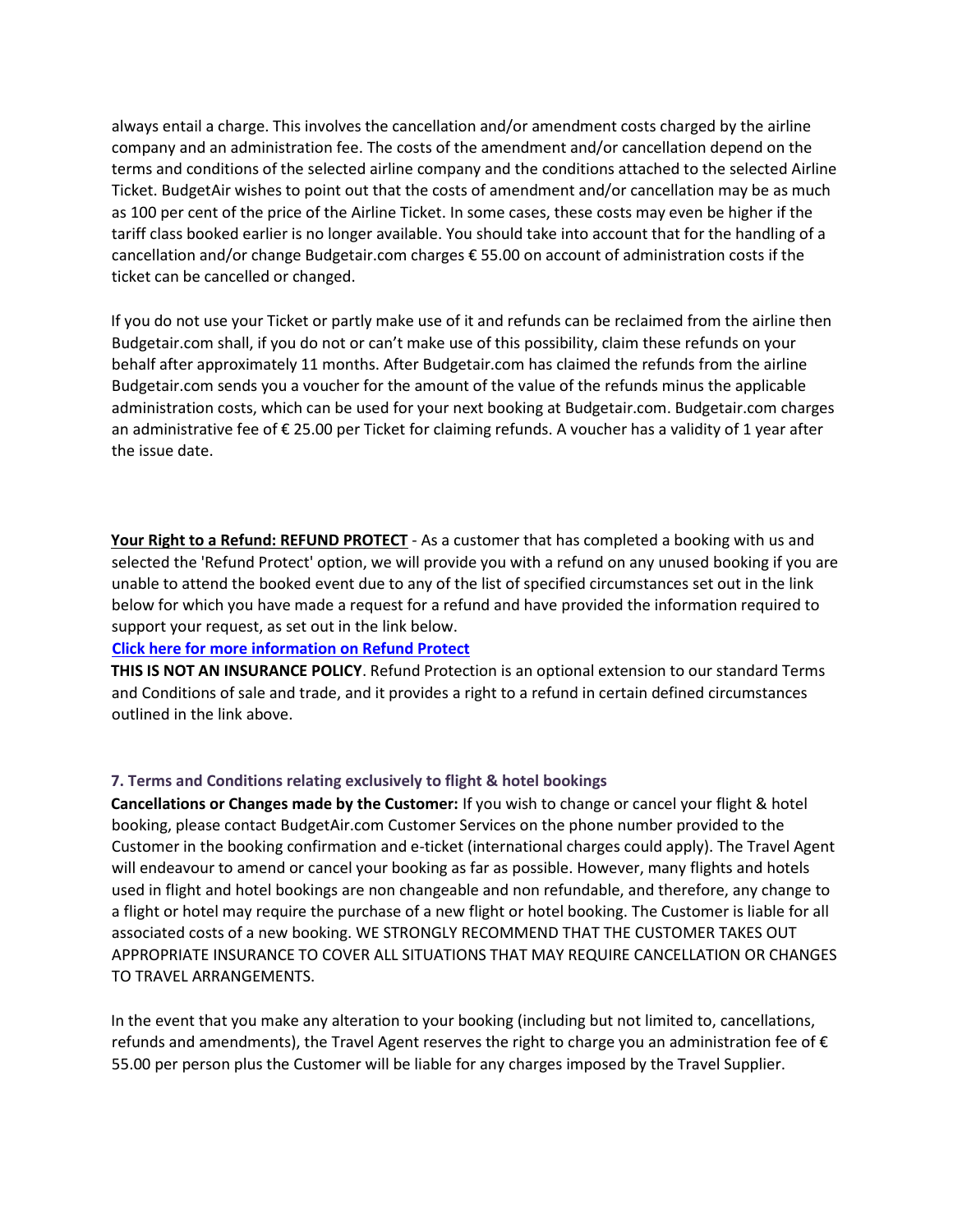always entail a charge. This involves the cancellation and/or amendment costs charged by the airline company and an administration fee. The costs of the amendment and/or cancellation depend on the terms and conditions of the selected airline company and the conditions attached to the selected Airline Ticket. BudgetAir wishes to point out that the costs of amendment and/or cancellation may be as much as 100 per cent of the price of the Airline Ticket. In some cases, these costs may even be higher if the tariff class booked earlier is no longer available. You should take into account that for the handling of a cancellation and/or change Budgetair.com charges € 55.00 on account of administration costs if the ticket can be cancelled or changed.

If you do not use your Ticket or partly make use of it and refunds can be reclaimed from the airline then Budgetair.com shall, if you do not or can't make use of this possibility, claim these refunds on your behalf after approximately 11 months. After Budgetair.com has claimed the refunds from the airline Budgetair.com sends you a voucher for the amount of the value of the refunds minus the applicable administration costs, which can be used for your next booking at Budgetair.com. Budgetair.com charges an administrative fee of € 25.00 per Ticket for claiming refunds. A voucher has a validity of 1 year after the issue date.

**Your Right to a Refund: REFUND PROTECT** - As a customer that has completed a booking with us and selected the 'Refund Protect' option, we will provide you with a refund on any unused booking if you are unable to attend the booked event due to any of the list of specified circumstances set out in the link below for which you have made a request for a refund and have provided the information required to support your request, as set out in the link below.

**Click here for more information on Refund Protect**

**THIS IS NOT AN INSURANCE POLICY**. Refund Protection is an optional extension to our standard Terms and Conditions of sale and trade, and it provides a right to a refund in certain defined circumstances outlined in the link above.

### 7. Terms and Conditions relating exclusively to flight & hotel bookings

**Cancellations or Changes made by the Customer:** If you wish to change or cancel your flight & hotel booking, please contact BudgetAir.com Customer Services on the phone number provided to the Customer in the booking confirmation and e-ticket (international charges could apply). The Travel Agent will endeavour to amend or cancel your booking as far as possible. However, many flights and hotels used in flight and hotel bookings are non changeable and non refundable, and therefore, any change to a flight or hotel may require the purchase of a new flight or hotel booking. The Customer is liable for all associated costs of a new booking. WE STRONGLY RECOMMEND THAT THE CUSTOMER TAKES OUT APPROPRIATE INSURANCE TO COVER ALL SITUATIONS THAT MAY REQUIRE CANCELLATION OR CHANGES TO TRAVEL ARRANGEMENTS.

In the event that you make any alteration to your booking (including but not limited to, cancellations, refunds and amendments), the Travel Agent reserves the right to charge you an administration fee of € 55.00 per person plus the Customer will be liable for any charges imposed by the Travel Supplier.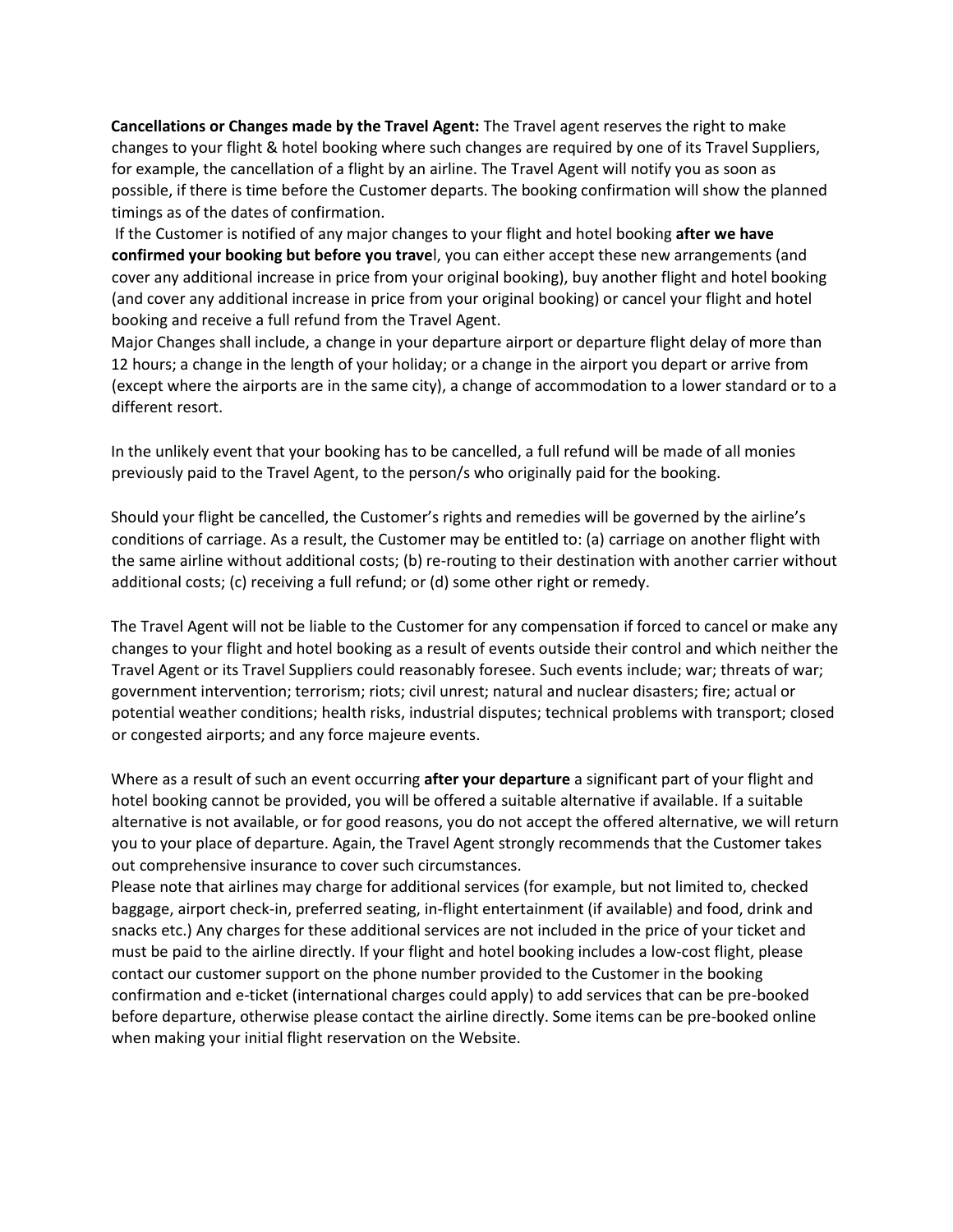**Cancellations or Changes made by the Travel Agent:** The Travel agent reserves the right to make changes to your flight & hotel booking where such changes are required by one of its Travel Suppliers, for example, the cancellation of a flight by an airline. The Travel Agent will notify you as soon as possible, if there is time before the Customer departs. The booking confirmation will show the planned timings as of the dates of confirmation.

If the Customer is notified of any major changes to your flight and hotel booking **after we have confirmed your booking but before you travel**, you can either accept these new arrangements (and cover any additional increase in price from your original booking), buy another flight and hotel booking (and cover any additional increase in price from your original booking) or cancel your flight and hotel booking and receive a full refund from the Travel Agent.

Major Changes shall include, a change in your departure airport or departure flight delay of more than 12 hours; a change in the length of your holiday; or a change in the airport you depart or arrive from (except where the airports are in the same city), a change of accommodation to a lower standard or to a different resort.

In the unlikely event that your booking has to be cancelled, a full refund will be made of all monies previously paid to the Travel Agent, to the person/s who originally paid for the booking.

Should your flight be cancelled, the Customer's rights and remedies will be governed by the airline's conditions of carriage. As a result, the Customer may be entitled to: (a) carriage on another flight with the same airline without additional costs; (b) re-routing to their destination with another carrier without additional costs; (c) receiving a full refund; or (d) some other right or remedy.

The Travel Agent will not be liable to the Customer for any compensation if forced to cancel or make any changes to your flight and hotel booking as a result of events outside their control and which neither the Travel Agent or its Travel Suppliers could reasonably foresee. Such events include; war; threats of war; government intervention; terrorism; riots; civil unrest; natural and nuclear disasters; fire; actual or potential weather conditions; health risks, industrial disputes; technical problems with transport; closed or congested airports; and any force majeure events.

Where as a result of such an event occurring **after your departure** a significant part of your flight and hotel booking cannot be provided, you will be offered a suitable alternative if available. If a suitable alternative is not available, or for good reasons, you do not accept the offered alternative, we will return you to your place of departure. Again, the Travel Agent strongly recommends that the Customer takes out comprehensive insurance to cover such circumstances.

Please note that airlines may charge for additional services (for example, but not limited to, checked baggage, airport check-in, preferred seating, in-flight entertainment (if available) and food, drink and snacks etc.) Any charges for these additional services are not included in the price of your ticket and must be paid to the airline directly. If your flight and hotel booking includes a low-cost flight, please contact our customer support on the phone number provided to the Customer in the booking confirmation and e-ticket (international charges could apply) to add services that can be pre-booked before departure, otherwise please contact the airline directly. Some items can be pre-booked online when making your initial flight reservation on the Website.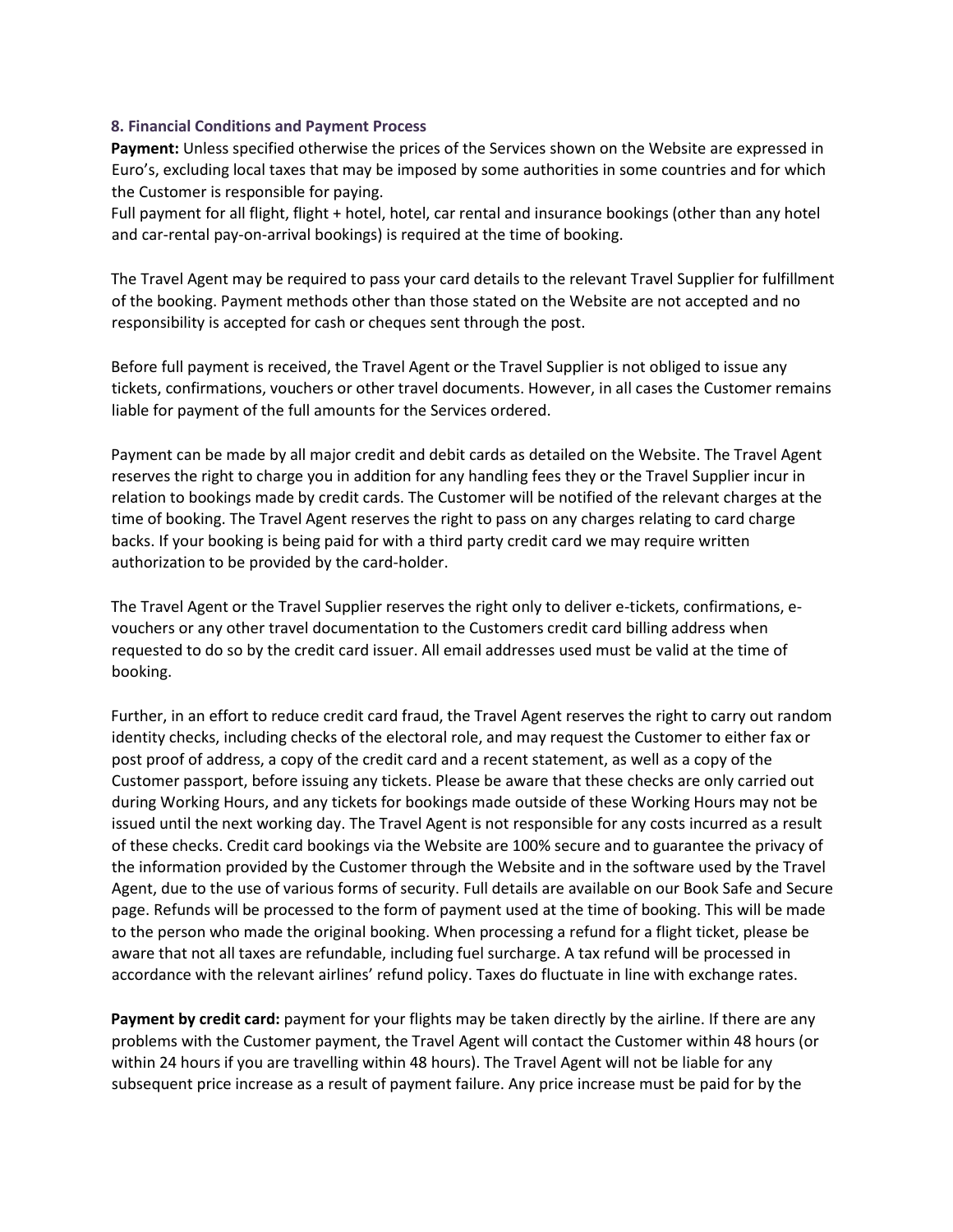### 8. Financial Conditions and Payment Process

**Payment:** Unless specified otherwise the prices of the Services shown on the Website are expressed in Euro's, excluding local taxes that may be imposed by some authorities in some countries and for which the Customer is responsible for paying.

Full payment for all flight, flight + hotel, hotel, car rental and insurance bookings (other than any hotel and car-rental pay-on-arrival bookings) is required at the time of booking.

The Travel Agent may be required to pass your card details to the relevant Travel Supplier for fulfillment of the booking. Payment methods other than those stated on the Website are not accepted and no responsibility is accepted for cash or cheques sent through the post.

Before full payment is received, the Travel Agent or the Travel Supplier is not obliged to issue any tickets, confirmations, vouchers or other travel documents. However, in all cases the Customer remains liable for payment of the full amounts for the Services ordered.

Payment can be made by all major credit and debit cards as detailed on the Website. The Travel Agent reserves the right to charge you in addition for any handling fees they or the Travel Supplier incur in relation to bookings made by credit cards. The Customer will be notified of the relevant charges at the time of booking. The Travel Agent reserves the right to pass on any charges relating to card charge backs. If your booking is being paid for with a third party credit card we may require written authorization to be provided by the card-holder.

The Travel Agent or the Travel Supplier reserves the right only to deliver e-tickets, confirmations, e-vouchers or any other travel documentation to the Customers credit card billing address when requested to do so by the credit card issuer. All email addresses used must be valid at the time of booking.

Further, in an effort to reduce credit card fraud, the Travel Agent reserves the right to carry out random identity checks, including checks of the electoral role, and may request the Customer to either fax or post proof of address, a copy of the credit card and a recent statement, as well as a copy of the Customer passport, before issuing any tickets. Please be aware that these checks are only carried out during Working Hours, and any tickets for bookings made outside of these Working Hours may not be issued until the next working day. The Travel Agent is not responsible for any costs incurred as a result of these checks. Credit card bookings via the Website are 100% secure and to guarantee the privacy of the information provided by the Customer through the Website and in the software used by the Travel Agent, due to the use of various forms of security. Full details are available on our Book Safe and Secure page. Refunds will be processed to the form of payment used at the time of booking. This will be made to the person who made the original booking. When processing a refund for a flight ticket, please be aware that not all taxes are refundable, including fuel surcharge. A tax refund will be processed in accordance with the relevant airlines' refund policy. Taxes do fluctuate in line with exchange rates.

**Payment by credit card:** payment for your flights may be taken directly by the airline. If there are any problems with the Customer payment, the Travel Agent will contact the Customer within 48 hours (or within 24 hours if you are travelling within 48 hours). The Travel Agent will not be liable for any subsequent price increase as a result of payment failure. Any price increase must be paid for by the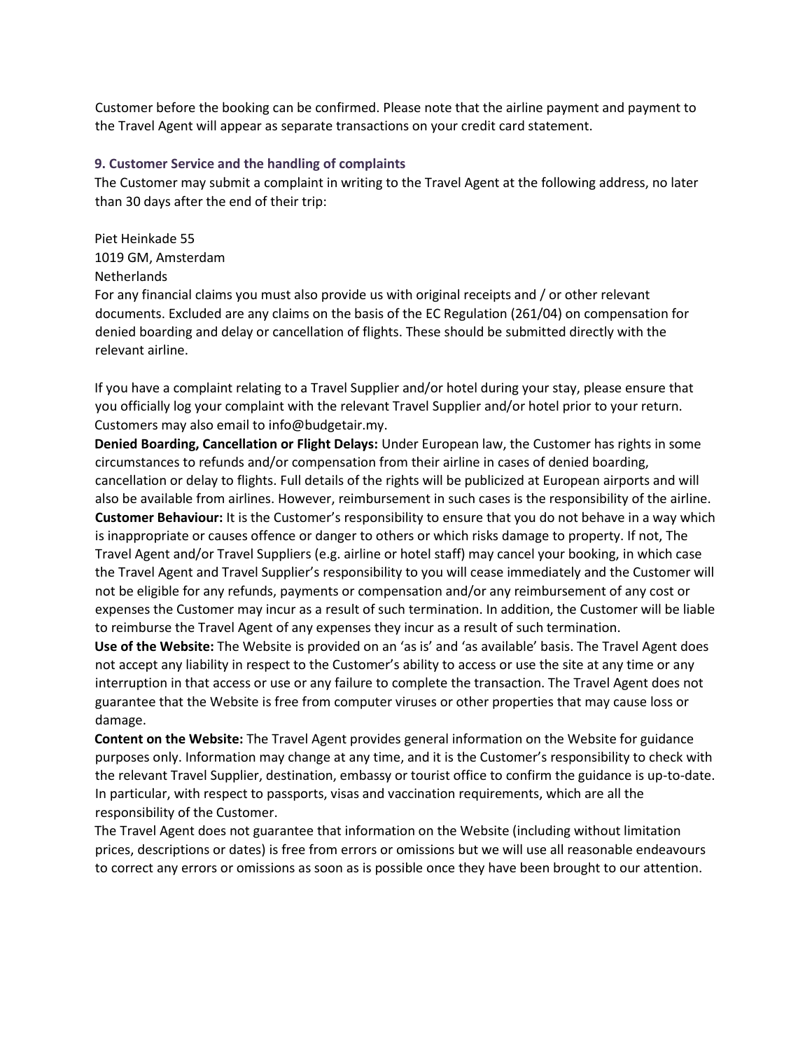Customer before the booking can be confirmed. Please note that the airline payment and payment to the Travel Agent will appear as separate transactions on your credit card statement.

### 9. Customer Service and the handling of complaints

The Customer may submit a complaint in writing to the Travel Agent at the following address, no later than 30 days after the end of their trip:

Piet Heinkade 55
1019 GM, Amsterdam
Netherlands
For any financial claims you must also provide us with original receipts and / or other relevant documents. Excluded are any claims on the basis of the EC Regulation (261/04) on compensation for denied boarding and delay or cancellation of flights. These should be submitted directly with the relevant airline.

If you have a complaint relating to a Travel Supplier and/or hotel during your stay, please ensure that you officially log your complaint with the relevant Travel Supplier and/or hotel prior to your return. Customers may also email to info@budgetair.my.

**Denied Boarding, Cancellation or Flight Delays:** Under European law, the Customer has rights in some circumstances to refunds and/or compensation from their airline in cases of denied boarding, cancellation or delay to flights. Full details of the rights will be publicized at European airports and will also be available from airlines. However, reimbursement in such cases is the responsibility of the airline.

**Customer Behaviour:** It is the Customer's responsibility to ensure that you do not behave in a way which is inappropriate or causes offence or danger to others or which risks damage to property. If not, The Travel Agent and/or Travel Suppliers (e.g. airline or hotel staff) may cancel your booking, in which case the Travel Agent and Travel Supplier's responsibility to you will cease immediately and the Customer will not be eligible for any refunds, payments or compensation and/or any reimbursement of any cost or expenses the Customer may incur as a result of such termination. In addition, the Customer will be liable to reimburse the Travel Agent of any expenses they incur as a result of such termination.

**Use of the Website:** The Website is provided on an 'as is' and 'as available' basis. The Travel Agent does not accept any liability in respect to the Customer's ability to access or use the site at any time or any interruption in that access or use or any failure to complete the transaction. The Travel Agent does not guarantee that the Website is free from computer viruses or other properties that may cause loss or damage.

**Content on the Website:** The Travel Agent provides general information on the Website for guidance purposes only. Information may change at any time, and it is the Customer's responsibility to check with the relevant Travel Supplier, destination, embassy or tourist office to confirm the guidance is up-to-date. In particular, with respect to passports, visas and vaccination requirements, which are all the responsibility of the Customer.

The Travel Agent does not guarantee that information on the Website (including without limitation prices, descriptions or dates) is free from errors or omissions but we will use all reasonable endeavours to correct any errors or omissions as soon as is possible once they have been brought to our attention.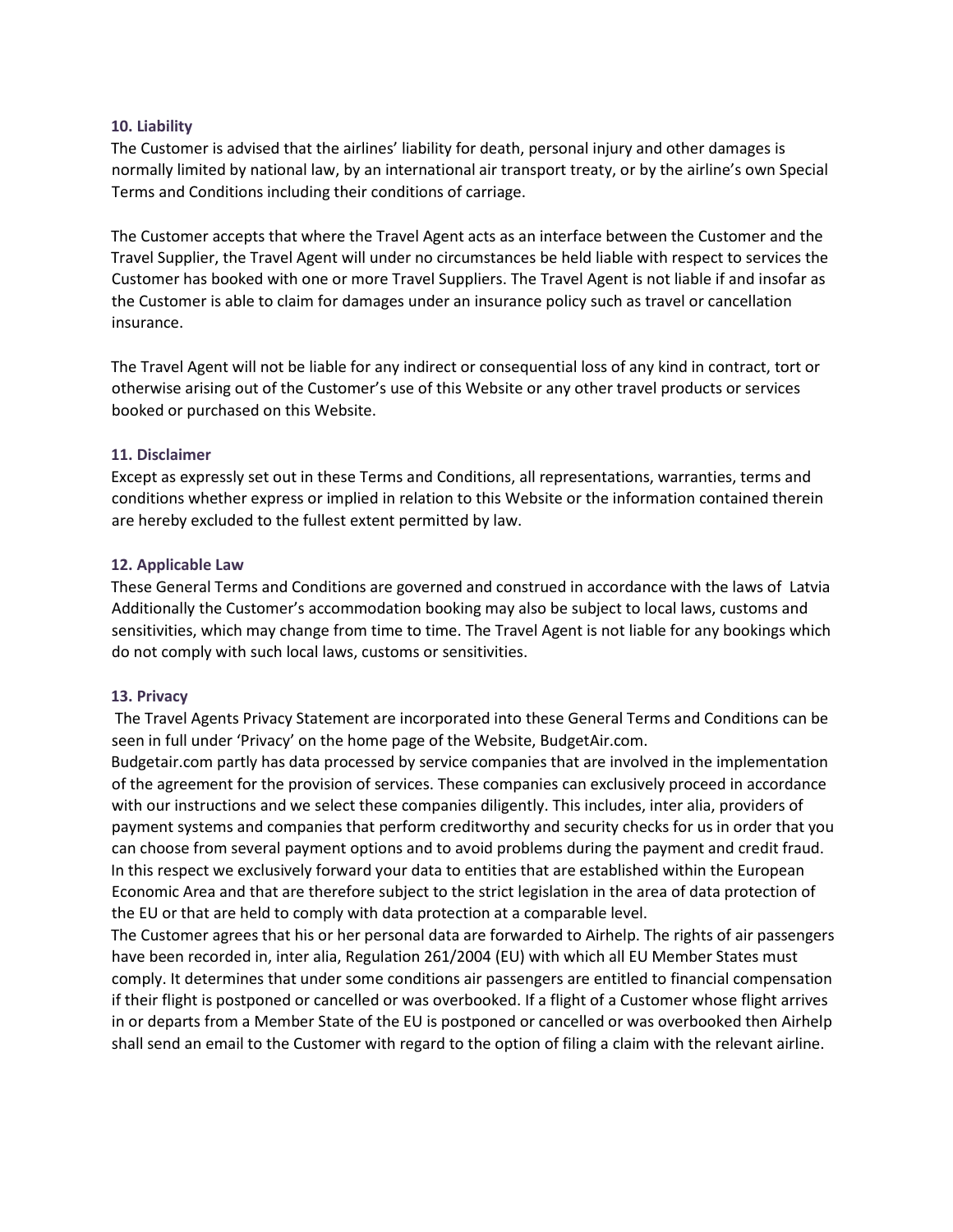## 10. Liability

The Customer is advised that the airlines' liability for death, personal injury and other damages is normally limited by national law, by an international air transport treaty, or by the airline's own Special Terms and Conditions including their conditions of carriage.

The Customer accepts that where the Travel Agent acts as an interface between the Customer and the Travel Supplier, the Travel Agent will under no circumstances be held liable with respect to services the Customer has booked with one or more Travel Suppliers. The Travel Agent is not liable if and insofar as the Customer is able to claim for damages under an insurance policy such as travel or cancellation insurance.

The Travel Agent will not be liable for any indirect or consequential loss of any kind in contract, tort or otherwise arising out of the Customer's use of this Website or any other travel products or services booked or purchased on this Website.

## 11. Disclaimer

Except as expressly set out in these Terms and Conditions, all representations, warranties, terms and conditions whether express or implied in relation to this Website or the information contained therein are hereby excluded to the fullest extent permitted by law.

## 12. Applicable Law

These General Terms and Conditions are governed and construed in accordance with the laws of Latvia Additionally the Customer's accommodation booking may also be subject to local laws, customs and sensitivities, which may change from time to time. The Travel Agent is not liable for any bookings which do not comply with such local laws, customs or sensitivities.

## 13. Privacy

The Travel Agents Privacy Statement are incorporated into these General Terms and Conditions can be seen in full under 'Privacy' on the home page of the Website, BudgetAir.com.
Budgetair.com partly has data processed by service companies that are involved in the implementation of the agreement for the provision of services. These companies can exclusively proceed in accordance with our instructions and we select these companies diligently. This includes, inter alia, providers of payment systems and companies that perform creditworthy and security checks for us in order that you can choose from several payment options and to avoid problems during the payment and credit fraud. In this respect we exclusively forward your data to entities that are established within the European Economic Area and that are therefore subject to the strict legislation in the area of data protection of the EU or that are held to comply with data protection at a comparable level.
The Customer agrees that his or her personal data are forwarded to Airhelp. The rights of air passengers have been recorded in, inter alia, Regulation 261/2004 (EU) with which all EU Member States must comply. It determines that under some conditions air passengers are entitled to financial compensation if their flight is postponed or cancelled or was overbooked. If a flight of a Customer whose flight arrives in or departs from a Member State of the EU is postponed or cancelled or was overbooked then Airhelp shall send an email to the Customer with regard to the option of filing a claim with the relevant airline.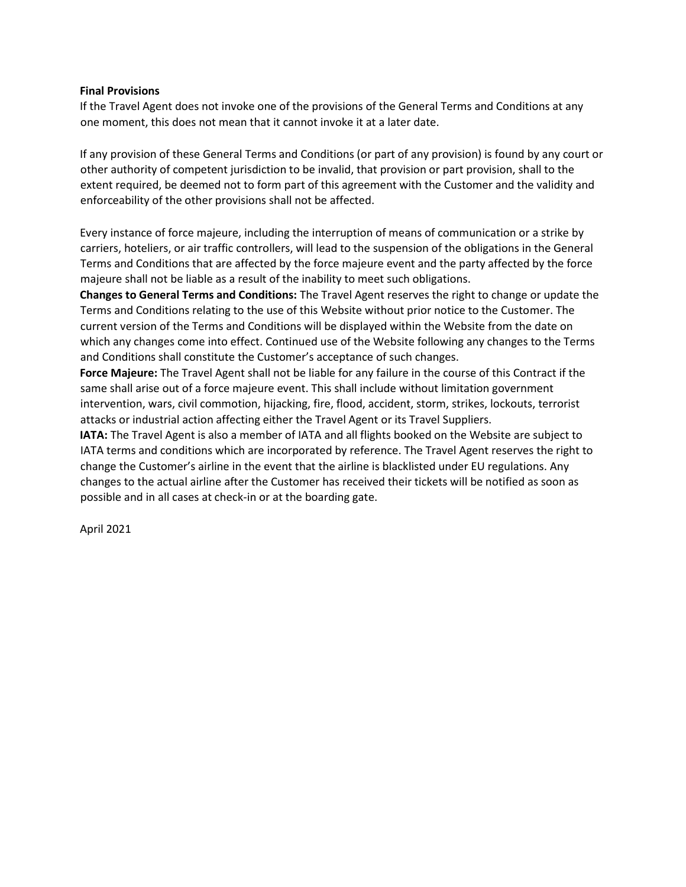**Final Provisions**

If the Travel Agent does not invoke one of the provisions of the General Terms and Conditions at any one moment, this does not mean that it cannot invoke it at a later date.

If any provision of these General Terms and Conditions (or part of any provision) is found by any court or other authority of competent jurisdiction to be invalid, that provision or part provision, shall to the extent required, be deemed not to form part of this agreement with the Customer and the validity and enforceability of the other provisions shall not be affected.

Every instance of force majeure, including the interruption of means of communication or a strike by carriers, hoteliers, or air traffic controllers, will lead to the suspension of the obligations in the General Terms and Conditions that are affected by the force majeure event and the party affected by the force majeure shall not be liable as a result of the inability to meet such obligations.

**Changes to General Terms and Conditions:** The Travel Agent reserves the right to change or update the Terms and Conditions relating to the use of this Website without prior notice to the Customer. The current version of the Terms and Conditions will be displayed within the Website from the date on which any changes come into effect. Continued use of the Website following any changes to the Terms and Conditions shall constitute the Customer's acceptance of such changes.

**Force Majeure:** The Travel Agent shall not be liable for any failure in the course of this Contract if the same shall arise out of a force majeure event. This shall include without limitation government intervention, wars, civil commotion, hijacking, fire, flood, accident, storm, strikes, lockouts, terrorist attacks or industrial action affecting either the Travel Agent or its Travel Suppliers.

**IATA:** The Travel Agent is also a member of IATA and all flights booked on the Website are subject to IATA terms and conditions which are incorporated by reference. The Travel Agent reserves the right to change the Customer's airline in the event that the airline is blacklisted under EU regulations. Any changes to the actual airline after the Customer has received their tickets will be notified as soon as possible and in all cases at check-in or at the boarding gate.

April 2021